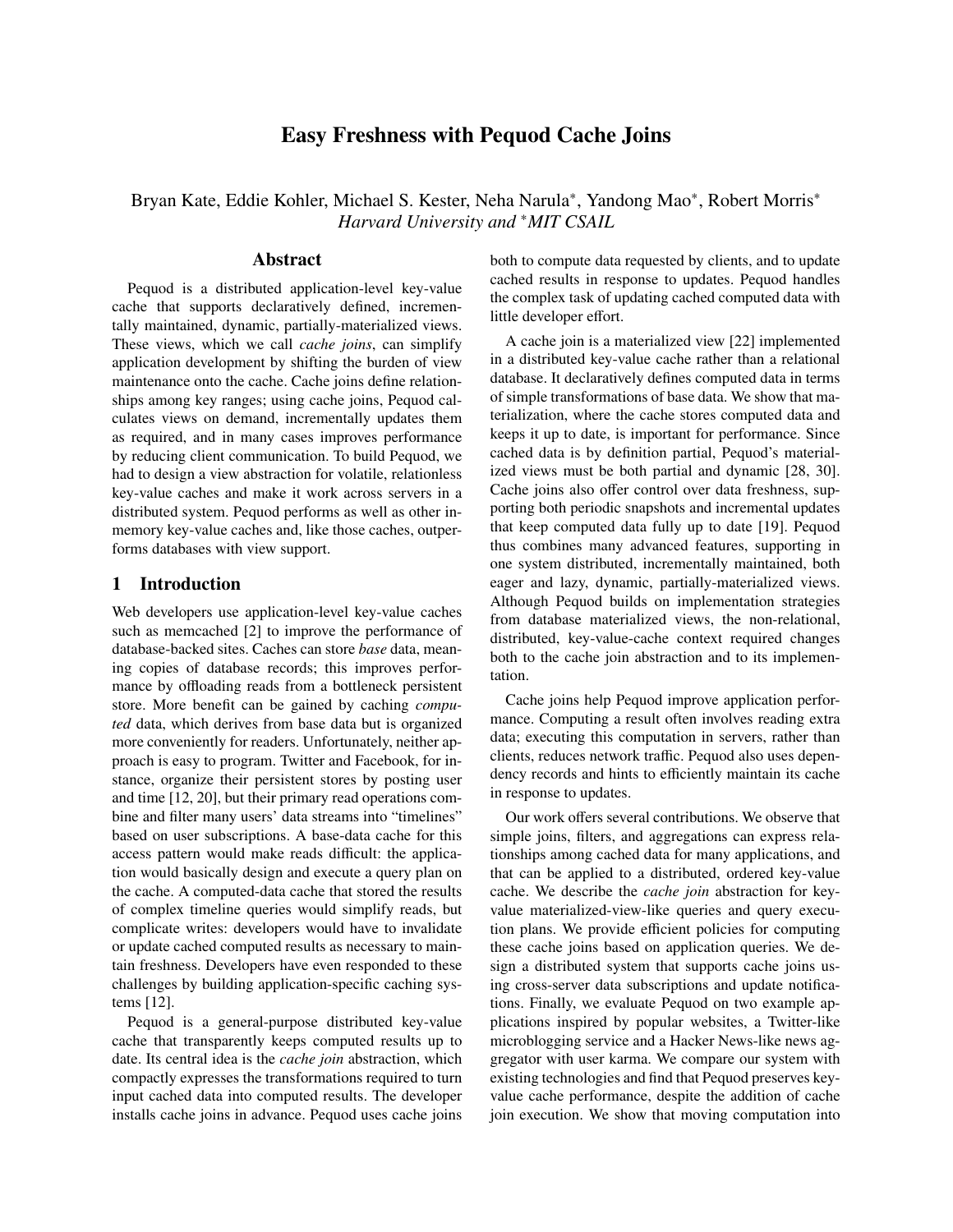# Easy Freshness with Pequod Cache Joins

Bryan Kate, Eddie Kohler, Michael S. Kester, Neha Narula[*], Yandong Mao[*], Robert Morris[*]
*Harvard University and [*]MIT CSAIL*

## Abstract

Pequod is a distributed application-level key-value cache that supports declaratively defined, incrementally maintained, dynamic, partially-materialized views. These views, which we call *cache joins*, can simplify application development by shifting the burden of view maintenance onto the cache. Cache joins define relationships among key ranges; using cache joins, Pequod calculates views on demand, incrementally updates them as required, and in many cases improves performance by reducing client communication. To build Pequod, we had to design a view abstraction for volatile, relationless key-value caches and make it work across servers in a distributed system. Pequod performs as well as other in-memory key-value caches and, like those caches, outperforms databases with view support.

## 1 Introduction

Web developers use application-level key-value caches such as memcached [2] to improve the performance of database-backed sites. Caches can store *base* data, meaning copies of database records; this improves performance by offloading reads from a bottleneck persistent store. More benefit can be gained by caching *computed* data, which derives from base data but is organized more conveniently for readers. Unfortunately, neither approach is easy to program. Twitter and Facebook, for instance, organize their persistent stores by posting user and time [12, 20], but their primary read operations combine and filter many users' data streams into "timelines" based on user subscriptions. A base-data cache for this access pattern would make reads difficult: the application would basically design and execute a query plan on the cache. A computed-data cache that stored the results of complex timeline queries would simplify reads, but complicate writes: developers would have to invalidate or update cached computed results as necessary to maintain freshness. Developers have even responded to these challenges by building application-specific caching systems [12].

Pequod is a general-purpose distributed key-value cache that transparently keeps computed results up to date. Its central idea is the *cache join* abstraction, which compactly expresses the transformations required to turn input cached data into computed results. The developer installs cache joins in advance. Pequod uses cache joins both to compute data requested by clients, and to update cached results in response to updates. Pequod handles the complex task of updating cached computed data with little developer effort.

A cache join is a materialized view [22] implemented in a distributed key-value cache rather than a relational database. It declaratively defines computed data in terms of simple transformations of base data. We show that materialization, where the cache stores computed data and keeps it up to date, is important for performance. Since cached data is by definition partial, Pequod's materialized views must be both partial and dynamic [28, 30]. Cache joins also offer control over data freshness, supporting both periodic snapshots and incremental updates that keep computed data fully up to date [19]. Pequod thus combines many advanced features, supporting in one system distributed, incrementally maintained, both eager and lazy, dynamic, partially-materialized views. Although Pequod builds on implementation strategies from database materialized views, the non-relational, distributed, key-value-cache context required changes both to the cache join abstraction and to its implementation.

Cache joins help Pequod improve application performance. Computing a result often involves reading extra data; executing this computation in servers, rather than clients, reduces network traffic. Pequod also uses dependency records and hints to efficiently maintain its cache in response to updates.

Our work offers several contributions. We observe that simple joins, filters, and aggregations can express relationships among cached data for many applications, and that can be applied to a distributed, ordered key-value cache. We describe the *cache join* abstraction for key-value materialized-view-like queries and query execution plans. We provide efficient policies for computing these cache joins based on application queries. We design a distributed system that supports cache joins using cross-server data subscriptions and update notifications. Finally, we evaluate Pequod on two example applications inspired by popular websites, a Twitter-like microblogging service and a Hacker News-like news aggregator with user karma. We compare our system with existing technologies and find that Pequod preserves key-value cache performance, despite the addition of cache join execution. We show that moving computation into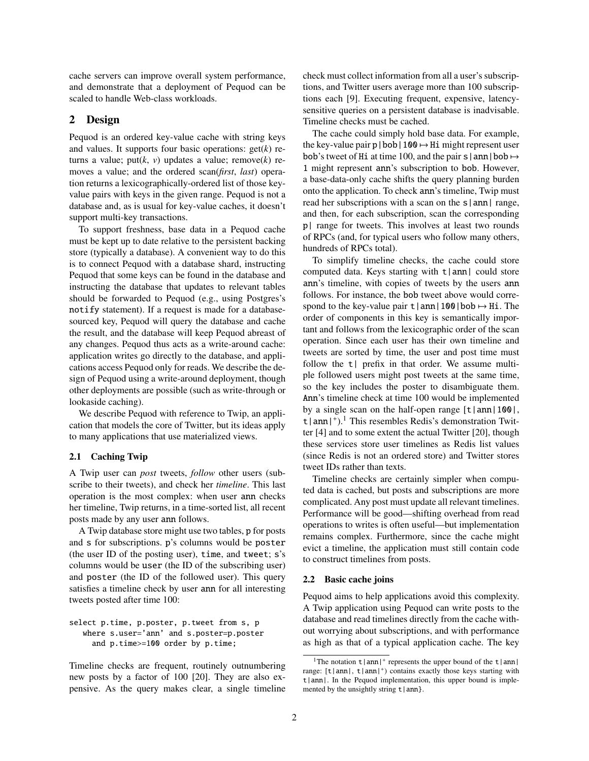cache servers can improve overall system performance, and demonstrate that a deployment of Pequod can be scaled to handle Web-class workloads.

## 2 Design

Pequod is an ordered key-value cache with string keys and values. It supports four basic operations: get(*k*) returns a value; put(*k*, *v*) updates a value; remove(*k*) removes a value; and the ordered scan(*first*, *last*) operation returns a lexicographically-ordered list of those key-value pairs with keys in the given range. Pequod is not a database and, as is usual for key-value caches, it doesn't support multi-key transactions.

To support freshness, base data in a Pequod cache must be kept up to date relative to the persistent backing store (typically a database). A convenient way to do this is to connect Pequod with a database shard, instructing Pequod that some keys can be found in the database and instructing the database that updates to relevant tables should be forwarded to Pequod (e.g., using Postgres's `notify` statement). If a request is made for a database-sourced key, Pequod will query the database and cache the result, and the database will keep Pequod abreast of any changes. Pequod thus acts as a write-around cache: application writes go directly to the database, and applications access Pequod only for reads. We describe the design of Pequod using a write-around deployment, though other deployments are possible (such as write-through or lookaside caching).

We describe Pequod with reference to Twip, an application that models the core of Twitter, but its ideas apply to many applications that use materialized views.

### 2.1 Caching Twip

A Twip user can *post* tweets, *follow* other users (subscribe to their tweets), and check her *timeline*. This last operation is the most complex: when user `ann` checks her timeline, Twip returns, in a time-sorted list, all recent posts made by any user `ann` follows.

A Twip database store might use two tables, `p` for posts and `s` for subscriptions. `p`'s columns would be `poster` (the user ID of the posting user), `time`, and `tweet`; `s`'s columns would be `user` (the ID of the subscribing user) and `poster` (the ID of the followed user). This query satisfies a timeline check by user `ann` for all interesting tweets posted after time 100:

```
select p.time, p.poster, p.tweet from s, p
   where s.user='ann' and s.poster=p.poster
     and p.time>=100 order by p.time;
```

Timeline checks are frequent, routinely outnumbering new posts by a factor of 100 [20]. They are also expensive. As the query makes clear, a single timeline check must collect information from all a user's subscriptions, and Twitter users average more than 100 subscriptions each [9]. Executing frequent, expensive, latency-sensitive queries on a persistent database is inadvisable. Timeline checks must be cached.

The cache could simply hold base data. For example, the key-value pair `p|bob|100` ↦ `Hi` might represent user `bob`'s tweet of `Hi` at time 100, and the pair `s|ann|bob` ↦ `1` might represent `ann`'s subscription to `bob`. However, a base-data-only cache shifts the query planning burden onto the application. To check `ann`'s timeline, Twip must read her subscriptions with a scan on the `s|ann|` range, and then, for each subscription, scan the corresponding `p|` range for tweets. This involves at least two rounds of RPCs (and, for typical users who follow many others, hundreds of RPCs total).

To simplify timeline checks, the cache could store computed data. Keys starting with `t|ann|` could store `ann`'s timeline, with copies of tweets by the users `ann` follows. For instance, the `bob` tweet above would correspond to the key-value pair `t|ann|100|bob` ↦ `Hi`. The order of components in this key is semantically important and follows from the lexicographic order of the scan operation. Since each user has their own timeline and tweets are sorted by time, the user and post time must follow the `t|` prefix in that order. We assume multiple followed users might post tweets at the same time, so the key includes the poster to disambiguate them. `Ann`'s timeline check at time 100 would be implemented by a single scan on the half-open range [`t|ann|100|`, `t|ann|`$^+$).[1] This resembles Redis's demonstration Twitter [4] and to some extent the actual Twitter [20], though these services store user timelines as Redis list values (since Redis is not an ordered store) and Twitter stores tweet IDs rather than texts.

Timeline checks are certainly simpler when computed data is cached, but posts and subscriptions are more complicated. Any post must update all relevant timelines. Performance will be good—shifting overhead from read operations to writes is often useful—but implementation remains complex. Furthermore, since the cache might evict a timeline, the application must still contain code to construct timelines from posts.

### 2.2 Basic cache joins

Pequod aims to help applications avoid this complexity. A Twip application using Pequod can write posts to the database and read timelines directly from the cache without worrying about subscriptions, and with performance as high as that of a typical application cache. The key

[1] The notation `t|ann|`$^+$ represents the upper bound of the `t|ann|` range: [`t|ann|`, `t|ann|`$^+$) contains exactly those keys starting with `t|ann|`. In the Pequod implementation, this upper bound is implemented by the unsightly string `t|ann}`.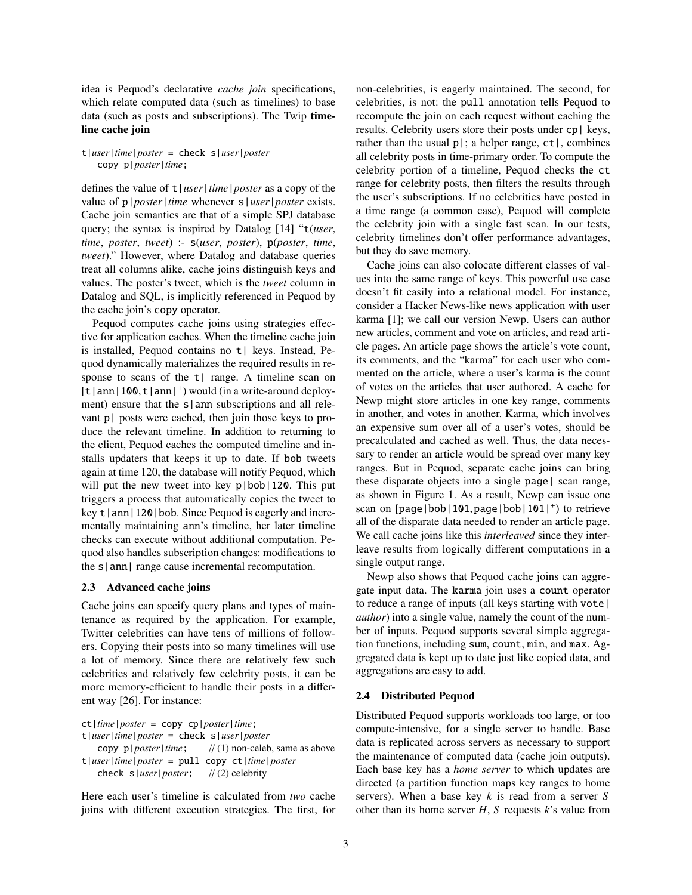idea is Pequod's declarative *cache join* specifications, which relate computed data (such as timelines) to base data (such as posts and subscriptions). The Twip **timeline cache join**

```
t|user|time|poster = check s|user|poster
    copy p|poster|time;
```

defines the value of `t|`*user*`|`*time*`|`*poster* as a copy of the value of `p|`*poster*`|`*time* whenever `s|`*user*`|`*poster* exists. Cache join semantics are that of a simple SPJ database query; the syntax is inspired by Datalog [14] "t(*user*, *time*, *poster*, *tweet*) :- s(*user*, *poster*), p(*poster*, *time*, *tweet*)." However, where Datalog and database queries treat all columns alike, cache joins distinguish keys and values. The poster's tweet, which is the *tweet* column in Datalog and SQL, is implicitly referenced in Pequod by the cache join's `copy` operator.

Pequod computes cache joins using strategies effective for application caches. When the timeline cache join is installed, Pequod contains no `t|` keys. Instead, Pequod dynamically materializes the required results in response to scans of the `t|` range. A timeline scan on [`t|ann|100`, `t|ann|`$^+$) would (in a write-around deployment) ensure that the `s|ann` subscriptions and all relevant `p|` posts were cached, then join those keys to produce the relevant timeline. In addition to returning to the client, Pequod caches the computed timeline and installs updaters that keeps it up to date. If `bob` tweets again at time 120, the database will notify Pequod, which will put the new tweet into key `p|bob|120`. This put triggers a process that automatically copies the tweet to key `t|ann|120|bob`. Since Pequod is eagerly and incrementally maintaining ann's timeline, her later timeline checks can execute without additional computation. Pequod also handles subscription changes: modifications to the `s|ann|` range cause incremental recomputation.

### 2.3 Advanced cache joins

Cache joins can specify query plans and types of maintenance as required by the application. For example, Twitter celebrities can have tens of millions of followers. Copying their posts into so many timelines will use a lot of memory. Since there are relatively few such celebrities and relatively few celebrity posts, it can be more memory-efficient to handle their posts in a different way [26]. For instance:

```
ct|time|poster = copy cp|poster|time;
t|user|time|poster = check s|user|poster
    copy p|poster|time;     // (1) non-celeb, same as above
t|user|time|poster = pull copy ct|time|poster
    check s|user|poster;    // (2) celebrity
```

Here each user's timeline is calculated from *two* cache joins with different execution strategies. The first, for non-celebrities, is eagerly maintained. The second, for celebrities, is not: the `pull` annotation tells Pequod to recompute the join on each request without caching the results. Celebrity users store their posts under `cp|` keys, rather than the usual `p|`; a helper range, `ct|`, combines all celebrity posts in time-primary order. To compute the celebrity portion of a timeline, Pequod checks the `ct` range for celebrity posts, then filters the results through the user's subscriptions. If no celebrities have posted in a time range (a common case), Pequod will complete the celebrity join with a single fast scan. In our tests, celebrity timelines don't offer performance advantages, but they do save memory.

Cache joins can also colocate different classes of values into the same range of keys. This powerful use case doesn't fit easily into a relational model. For instance, consider a Hacker News-like news application with user karma [1]; we call our version Newp. Users can author new articles, comment and vote on articles, and read article pages. An article page shows the article's vote count, its comments, and the "karma" for each user who commented on the article, where a user's karma is the count of votes on the articles that user authored. A cache for Newp might store articles in one key range, comments in another, and votes in another. Karma, which involves an expensive sum over all of a user's votes, should be precalculated and cached as well. Thus, the data necessary to render an article would be spread over many key ranges. But in Pequod, separate cache joins can bring these disparate objects into a single `page|` scan range, as shown in Figure 1. As a result, Newp can issue one scan on [`page|bob|101`, `page|bob|101|`$^+$) to retrieve all of the disparate data needed to render an article page. We call cache joins like this *interleaved* since they interleave results from logically different computations in a single output range.

Newp also shows that Pequod cache joins can aggregate input data. The `karma` join uses a `count` operator to reduce a range of inputs (all keys starting with `vote|`*author*) into a single value, namely the count of the number of inputs. Pequod supports several simple aggregation functions, including `sum`, `count`, `min`, and `max`. Aggregated data is kept up to date just like copied data, and aggregations are easy to add.

### 2.4 Distributed Pequod

Distributed Pequod supports workloads too large, or too compute-intensive, for a single server to handle. Base data is replicated across servers as necessary to support the maintenance of computed data (cache join outputs). Each base key has a *home server* to which updates are directed (a partition function maps key ranges to home servers). When a base key $k$ is read from a server $S$ other than its home server $H$, $S$ requests $k$'s value from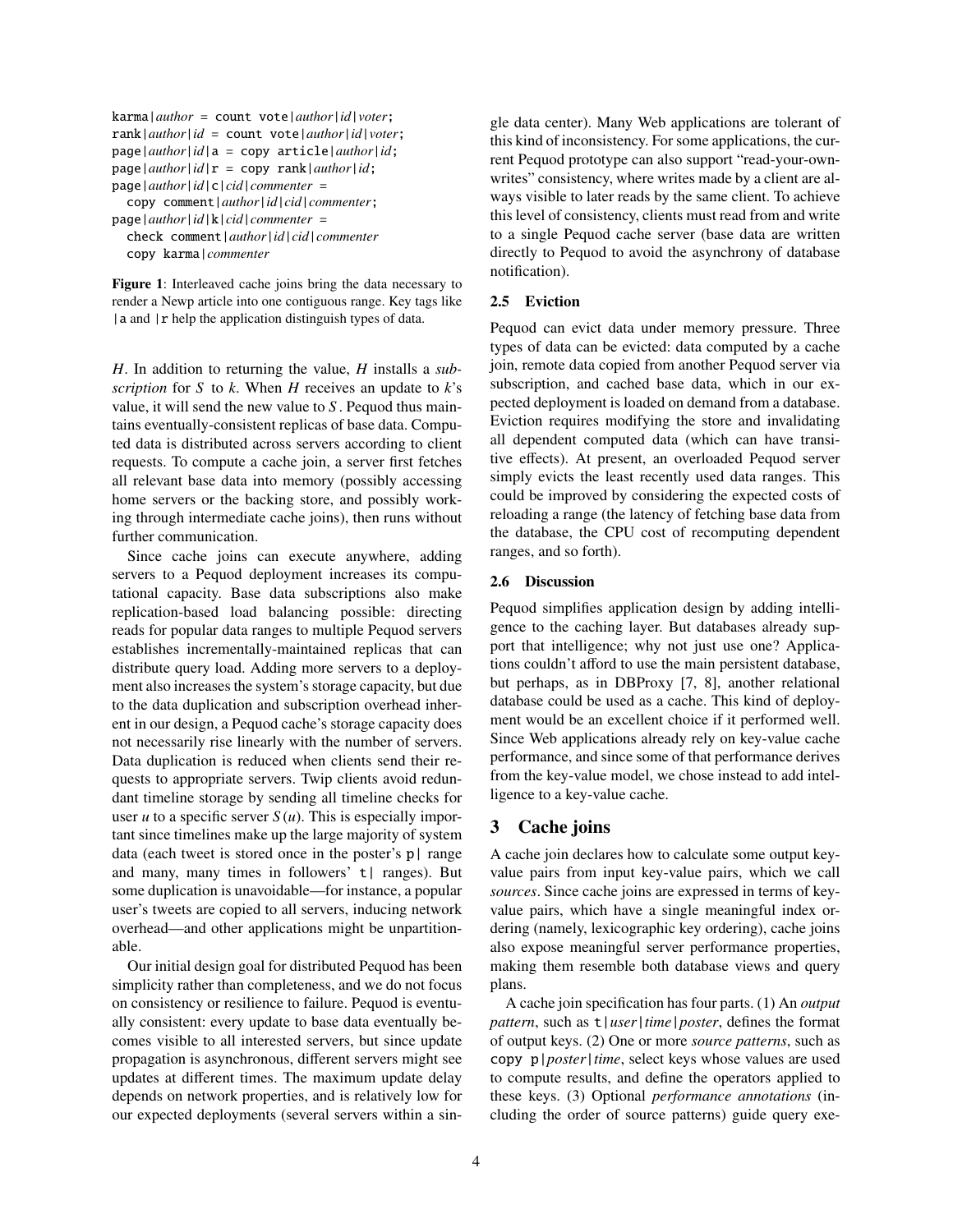```
karma|author = count vote|author|id|voter;
rank|author|id = count vote|author|id|voter;
page|author|id|a = copy article|author|id;
page|author|id|r = copy rank|author|id;
page|author|id|c|cid|commenter =
  copy comment|author|id|cid|commenter;
page|author|id|k|cid|commenter =
  check comment|author|id|cid|commenter
  copy karma|commenter
```

**Figure 1**: Interleaved cache joins bring the data necessary to render a Newp article into one contiguous range. Key tags like `|a` and `|r` help the application distinguish types of data.

*H*. In addition to returning the value, *H* installs a *subscription* for *S* to *k*. When *H* receives an update to *k*'s value, it will send the new value to *S*. Pequod thus maintains eventually-consistent replicas of base data. Computed data is distributed across servers according to client requests. To compute a cache join, a server first fetches all relevant base data into memory (possibly accessing home servers or the backing store, and possibly working through intermediate cache joins), then runs without further communication.

Since cache joins can execute anywhere, adding servers to a Pequod deployment increases its computational capacity. Base data subscriptions also make replication-based load balancing possible: directing reads for popular data ranges to multiple Pequod servers establishes incrementally-maintained replicas that can distribute query load. Adding more servers to a deployment also increases the system's storage capacity, but due to the data duplication and subscription overhead inherent in our design, a Pequod cache's storage capacity does not necessarily rise linearly with the number of servers. Data duplication is reduced when clients send their requests to appropriate servers. Twip clients avoid redundant timeline storage by sending all timeline checks for user *u* to a specific server $S(u)$. This is especially important since timelines make up the large majority of system data (each tweet is stored once in the poster's `p|` range and many, many times in followers' `t|` ranges). But some duplication is unavoidable—for instance, a popular user's tweets are copied to all servers, inducing network overhead—and other applications might be unpartitionable.

Our initial design goal for distributed Pequod has been simplicity rather than completeness, and we do not focus on consistency or resilience to failure. Pequod is eventually consistent: every update to base data eventually becomes visible to all interested servers, but since update propagation is asynchronous, different servers might see updates at different times. The maximum update delay depends on network properties, and is relatively low for our expected deployments (several servers within a single data center). Many Web applications are tolerant of this kind of inconsistency. For some applications, the current Pequod prototype can also support "read-your-own-writes" consistency, where writes made by a client are always visible to later reads by the same client. To achieve this level of consistency, clients must read from and write to a single Pequod cache server (base data are written directly to Pequod to avoid the asynchrony of database notification).

### 2.5 Eviction

Pequod can evict data under memory pressure. Three types of data can be evicted: data computed by a cache join, remote data copied from another Pequod server via subscription, and cached base data, which in our expected deployment is loaded on demand from a database. Eviction requires modifying the store and invalidating all dependent computed data (which can have transitive effects). At present, an overloaded Pequod server simply evicts the least recently used data ranges. This could be improved by considering the expected costs of reloading a range (the latency of fetching base data from the database, the CPU cost of recomputing dependent ranges, and so forth).

### 2.6 Discussion

Pequod simplifies application design by adding intelligence to the caching layer. But databases already support that intelligence; why not just use one? Applications couldn't afford to use the main persistent database, but perhaps, as in DBProxy [7, 8], another relational database could be used as a cache. This kind of deployment would be an excellent choice if it performed well. Since Web applications already rely on key-value cache performance, and since some of that performance derives from the key-value model, we chose instead to add intelligence to a key-value cache.

## 3 Cache joins

A cache join declares how to calculate some output key-value pairs from input key-value pairs, which we call *sources*. Since cache joins are expressed in terms of key-value pairs, which have a single meaningful index ordering (namely, lexicographic key ordering), cache joins also expose meaningful server performance properties, making them resemble both database views and query plans.

A cache join specification has four parts. (1) An *output pattern*, such as `t|`*user*`|`*time*`|`*poster*, defines the format of output keys. (2) One or more *source patterns*, such as `copy p|`*poster*`|`*time*, select keys whose values are used to compute results, and define the operators applied to these keys. (3) Optional *performance annotations* (including the order of source patterns) guide query exe-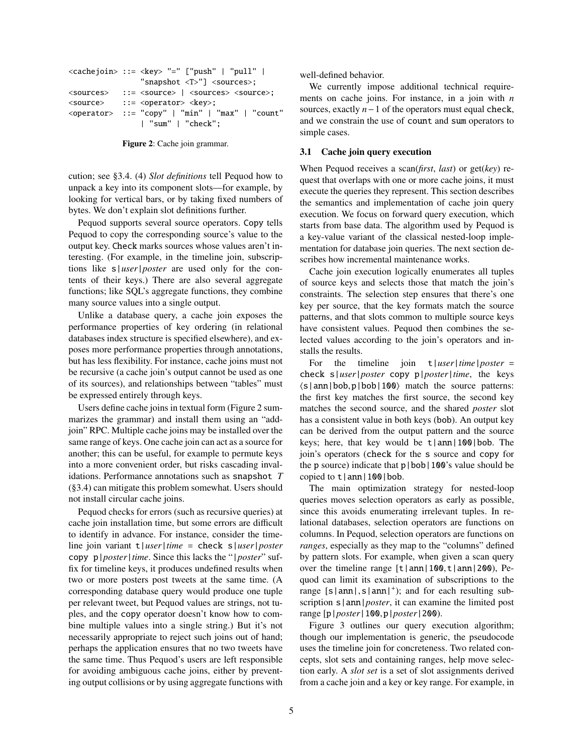```
<cachejoin> ::= <key> "=" ["push" | "pull" |
                "snapshot <T>"] <sources>;
<sources>   ::= <source> | <sources> <source>;
<source>    ::= <operator> <key>;
<operator>  ::= "copy" | "min" | "max" | "count"
                | "sum" | "check";
```

**Figure 2**: Cache join grammar.

cution; see §3.4. (4) *Slot definitions* tell Pequod how to unpack a key into its component slots—for example, by looking for vertical bars, or by taking fixed numbers of bytes. We don't explain slot definitions further.

Pequod supports several source operators. Copy tells Pequod to copy the corresponding source's value to the output key. Check marks sources whose values aren't interesting. (For example, in the timeline join, subscriptions like s|*user*|*poster* are used only for the contents of their keys.) There are also several aggregate functions; like SQL's aggregate functions, they combine many source values into a single output.

Unlike a database query, a cache join exposes the performance properties of key ordering (in relational databases index structure is specified elsewhere), and exposes more performance properties through annotations, but has less flexibility. For instance, cache joins must not be recursive (a cache join's output cannot be used as one of its sources), and relationships between "tables" must be expressed entirely through keys.

Users define cache joins in textual form (Figure 2 summarizes the grammar) and install them using an "add-join" RPC. Multiple cache joins may be installed over the same range of keys. One cache join can act as a source for another; this can be useful, for example to permute keys into a more convenient order, but risks cascading invalidations. Performance annotations such as snapshot *T* (§3.4) can mitigate this problem somewhat. Users should not install circular cache joins.

Pequod checks for errors (such as recursive queries) at cache join installation time, but some errors are difficult to identify in advance. For instance, consider the timeline join variant t|*user*|*time* = check s|*user*|*poster* copy p|*poster*|*time*. Since this lacks the "|*poster*" suffix for timeline keys, it produces undefined results when two or more posters post tweets at the same time. (A corresponding database query would produce one tuple per relevant tweet, but Pequod values are strings, not tuples, and the copy operator doesn't know how to combine multiple values into a single string.) But it's not necessarily appropriate to reject such joins out of hand; perhaps the application ensures that no two tweets have the same time. Thus Pequod's users are left responsible for avoiding ambiguous cache joins, either by preventing output collisions or by using aggregate functions with well-defined behavior.

We currently impose additional technical requirements on cache joins. For instance, in a join with $n$ sources, exactly $n-1$ of the operators must equal check, and we constrain the use of count and sum operators to simple cases.

### 3.1 Cache join query execution

When Pequod receives a scan(*first*, *last*) or get(*key*) request that overlaps with one or more cache joins, it must execute the queries they represent. This section describes the semantics and implementation of cache join query execution. We focus on forward query execution, which starts from base data. The algorithm used by Pequod is a key-value variant of the classical nested-loop implementation for database join queries. The next section describes how incremental maintenance works.

Cache join execution logically enumerates all tuples of source keys and selects those that match the join's constraints. The selection step ensures that there's one key per source, that the key formats match the source patterns, and that slots common to multiple source keys have consistent values. Pequod then combines the selected values according to the join's operators and installs the results.

For the timeline join t|*user*|*time*|*poster* = check s|*user*|*poster* copy p|*poster*|*time*, the keys ⟨s|ann|bob,p|bob|100⟩ match the source patterns: the first key matches the first source, the second key matches the second source, and the shared *poster* slot has a consistent value in both keys (bob). An output key can be derived from the output pattern and the source keys; here, that key would be t|ann|100|bob. The join's operators (check for the s source and copy for the p source) indicate that p|bob|100's value should be copied to t|ann|100|bob.

The main optimization strategy for nested-loop queries moves selection operators as early as possible, since this avoids enumerating irrelevant tuples. In relational databases, selection operators are functions on columns. In Pequod, selection operators are functions on *ranges*, especially as they map to the "columns" defined by pattern slots. For example, when given a scan query over the timeline range [t|ann|100,t|ann|200), Pequod can limit its examination of subscriptions to the range [s|ann|,s|ann|$^+$); and for each resulting subscription s|ann|*poster*, it can examine the limited post range [p|*poster*|100,p|*poster*|200).

Figure 3 outlines our query execution algorithm; though our implementation is generic, the pseudocode uses the timeline join for concreteness. Two related concepts, slot sets and containing ranges, help move selection early. A *slot set* is a set of slot assignments derived from a cache join and a key or key range. For example, in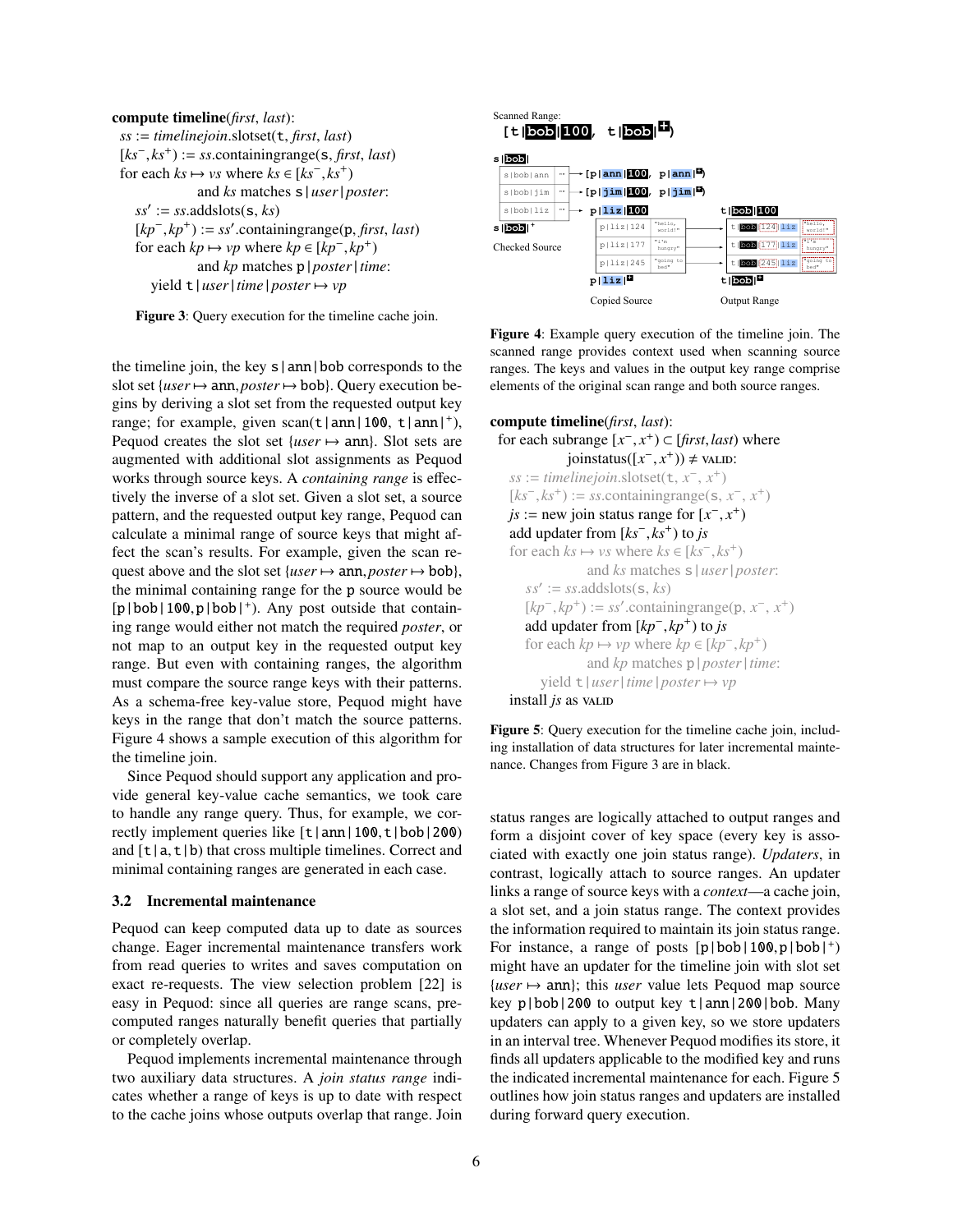**compute timeline**(*first*, *last*):

```
ss := timelinejoin.slotset(t, first, last)
[ks⁻, ks⁺) := ss.containingrange(s, first, last)
for each ks ↦ vs where ks ∈ [ks⁻, ks⁺)
            and ks matches s|user|poster:
    ss′ := ss.addslots(s, ks)
    [kp⁻, kp⁺) := ss′.containingrange(p, first, last)
    for each kp ↦ vp where kp ∈ [kp⁻, kp⁺)
                and kp matches p|poster|time:
        yield t|user|time|poster ↦ vp
```

**Figure 3**: Query execution for the timeline cache join.

the timeline join, the key s|ann|bob corresponds to the slot set {*user* ↦ ann, *poster* ↦ bob}. Query execution begins by deriving a slot set from the requested output key range; for example, given scan(t|ann|100, t|ann|$^+$), Pequod creates the slot set {*user* ↦ ann}. Slot sets are augmented with additional slot assignments as Pequod works through source keys. A *containing range* is effectively the inverse of a slot set. Given a slot set, a source pattern, and the requested output key range, Pequod can calculate a minimal range of source keys that might affect the scan's results. For example, given the scan request above and the slot set {*user* ↦ ann, *poster* ↦ bob}, the minimal containing range for the p source would be [p|bob|100, p|bob|$^+$). Any post outside that containing range would either not match the required *poster*, or not map to an output key in the requested output key range. But even with containing ranges, the algorithm must compare the source range keys with their patterns. As a schema-free key-value store, Pequod might have keys in the range that don't match the source patterns. Figure 4 shows a sample execution of this algorithm for the timeline join.

Since Pequod should support any application and provide general key-value cache semantics, we took care to handle any range query. Thus, for example, we correctly implement queries like [t|ann|100, t|bob|200) and [t|a, t|b) that cross multiple timelines. Correct and minimal containing ranges are generated in each case.

### 3.2 Incremental maintenance

Pequod can keep computed data up to date as sources change. Eager incremental maintenance transfers work from read queries to writes and saves computation on exact re-requests. The view selection problem [22] is easy in Pequod: since all queries are range scans, precomputed ranges naturally benefit queries that partially or completely overlap.

Pequod implements incremental maintenance through two auxiliary data structures. A *join status range* indicates whether a range of keys is up to date with respect to the cache joins whose outputs overlap that range. Join

Scanned Range: [t|bob|100, t|bob|$^+$)

Checked Source | Copied Source | Output Range

**Figure 4**: Example query execution of the timeline join. The scanned range provides context used when scanning source ranges. The keys and values in the output key range comprise elements of the original scan range and both source ranges.

**compute timeline**(*first*, *last*):

```
for each subrange [x⁻, x⁺) ⊂ [first, last) where
            joinstatus([x⁻, x⁺)) ≠ VALID:
    ss := timelinejoin.slotset(t, x⁻, x⁺)
    [ks⁻, ks⁺) := ss.containingrange(s, x⁻, x⁺)
    js := new join status range for [x⁻, x⁺)
    add updater from [ks⁻, ks⁺) to js
    for each ks ↦ vs where ks ∈ [ks⁻, ks⁺)
                and ks matches s|user|poster:
        ss′ := ss.addslots(s, ks)
        [kp⁻, kp⁺) := ss′.containingrange(p, x⁻, x⁺)
        add updater from [kp⁻, kp⁺) to js
        for each kp ↦ vp where kp ∈ [kp⁻, kp⁺)
                    and kp matches p|poster|time:
            yield t|user|time|poster ↦ vp
    install js as VALID
```

**Figure 5**: Query execution for the timeline cache join, including installation of data structures for later incremental maintenance. Changes from Figure 3 are in black.

status ranges are logically attached to output ranges and form a disjoint cover of key space (every key is associated with exactly one join status range). *Updaters*, in contrast, logically attach to source ranges. An updater links a range of source keys with a *context*—a cache join, a slot set, and a join status range. The context provides the information required to maintain its join status range. For instance, a range of posts [p|bob|100, p|bob|$^+$) might have an updater for the timeline join with slot set {*user* ↦ ann}; this *user* value lets Pequod map source key p|bob|200 to output key t|ann|200|bob. Many updaters can apply to a given key, so we store updaters in an interval tree. Whenever Pequod modifies its store, it finds all updaters applicable to the modified key and runs the indicated incremental maintenance for each. Figure 5 outlines how join status ranges and updaters are installed during forward query execution.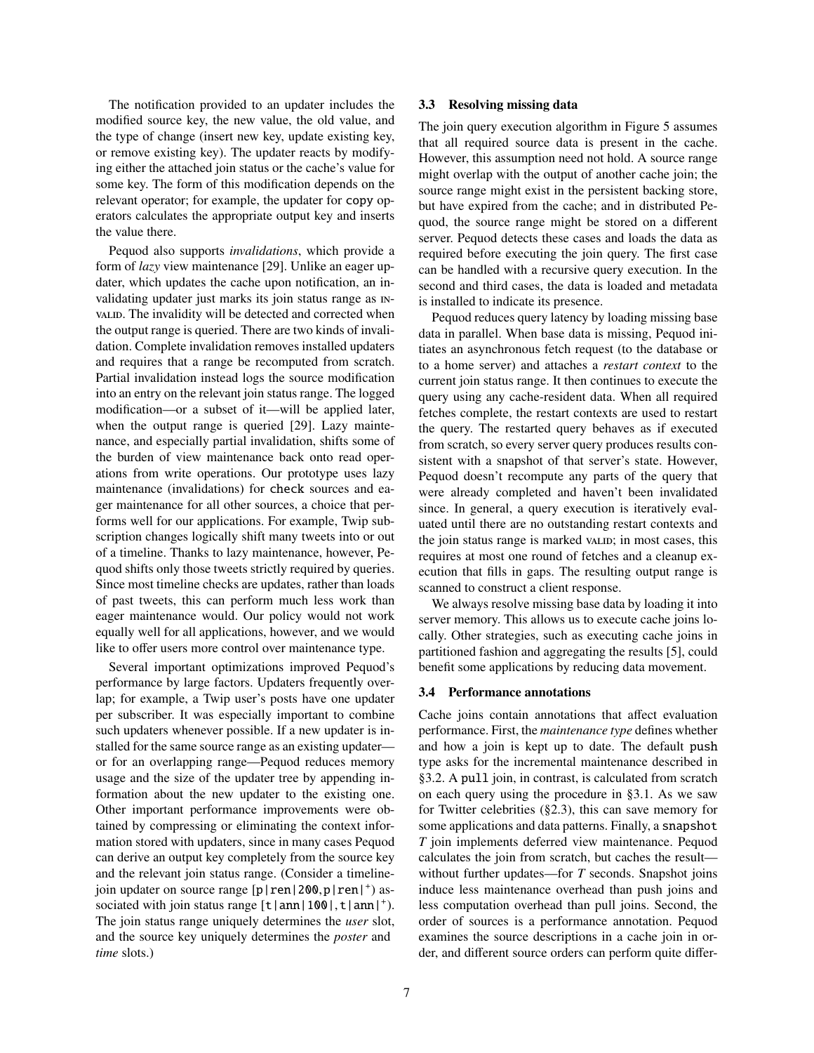The notification provided to an updater includes the modified source key, the new value, the old value, and the type of change (insert new key, update existing key, or remove existing key). The updater reacts by modifying either the attached join status or the cache's value for some key. The form of this modification depends on the relevant operator; for example, the updater for `copy` operators calculates the appropriate output key and inserts the value there.

Pequod also supports *invalidations*, which provide a form of *lazy* view maintenance [29]. Unlike an eager updater, which updates the cache upon notification, an invalidating updater just marks its join status range as INVALID. The invalidity will be detected and corrected when the output range is queried. There are two kinds of invalidation. Complete invalidation removes installed updaters and requires that a range be recomputed from scratch. Partial invalidation instead logs the source modification into an entry on the relevant join status range. The logged modification—or a subset of it—will be applied later, when the output range is queried [29]. Lazy maintenance, and especially partial invalidation, shifts some of the burden of view maintenance back onto read operations from write operations. Our prototype uses lazy maintenance (invalidations) for `check` sources and eager maintenance for all other sources, a choice that performs well for our applications. For example, Twip subscription changes logically shift many tweets into or out of a timeline. Thanks to lazy maintenance, however, Pequod shifts only those tweets strictly required by queries. Since most timeline checks are updates, rather than loads of past tweets, this can perform much less work than eager maintenance would. Our policy would not work equally well for all applications, however, and we would like to offer users more control over maintenance type.

Several important optimizations improved Pequod's performance by large factors. Updaters frequently overlap; for example, a Twip user's posts have one updater per subscriber. It was especially important to combine such updaters whenever possible. If a new updater is installed for the same source range as an existing updater—or for an overlapping range—Pequod reduces memory usage and the size of the updater tree by appending information about the new updater to the existing one. Other important performance improvements were obtained by compressing or eliminating the context information stored with updaters, since in many cases Pequod can derive an output key completely from the source key and the relevant join status range. (Consider a timeline-join updater on source range [`p|ren|200`,`p|ren|`$^+$) associated with join status range [`t|ann|100|`,`t|ann|`$^+$). The join status range uniquely determines the *user* slot, and the source key uniquely determines the *poster* and *time* slots.)

### 3.3 Resolving missing data

The join query execution algorithm in Figure 5 assumes that all required source data is present in the cache. However, this assumption need not hold. A source range might overlap with the output of another cache join; the source range might exist in the persistent backing store, but have expired from the cache; and in distributed Pequod, the source range might be stored on a different server. Pequod detects these cases and loads the data as required before executing the join query. The first case can be handled with a recursive query execution. In the second and third cases, the data is loaded and metadata is installed to indicate its presence.

Pequod reduces query latency by loading missing base data in parallel. When base data is missing, Pequod initiates an asynchronous fetch request (to the database or to a home server) and attaches a *restart context* to the current join status range. It then continues to execute the query using any cache-resident data. When all required fetches complete, the restart contexts are used to restart the query. The restarted query behaves as if executed from scratch, so every server query produces results consistent with a snapshot of that server's state. However, Pequod doesn't recompute any parts of the query that were already completed and haven't been invalidated since. In general, a query execution is iteratively evaluated until there are no outstanding restart contexts and the join status range is marked VALID; in most cases, this requires at most one round of fetches and a cleanup execution that fills in gaps. The resulting output range is scanned to construct a client response.

We always resolve missing base data by loading it into server memory. This allows us to execute cache joins locally. Other strategies, such as executing cache joins in partitioned fashion and aggregating the results [5], could benefit some applications by reducing data movement.

### 3.4 Performance annotations

Cache joins contain annotations that affect evaluation performance. First, the *maintenance type* defines whether and how a join is kept up to date. The default `push` type asks for the incremental maintenance described in §3.2. A `pull` join, in contrast, is calculated from scratch on each query using the procedure in §3.1. As we saw for Twitter celebrities (§2.3), this can save memory for some applications and data patterns. Finally, a `snapshot` *T* join implements deferred view maintenance. Pequod calculates the join from scratch, but caches the result—without further updates—for *T* seconds. Snapshot joins induce less maintenance overhead than push joins and less computation overhead than pull joins. Second, the order of sources is a performance annotation. Pequod examines the source descriptions in a cache join in order, and different source orders can perform quite differ-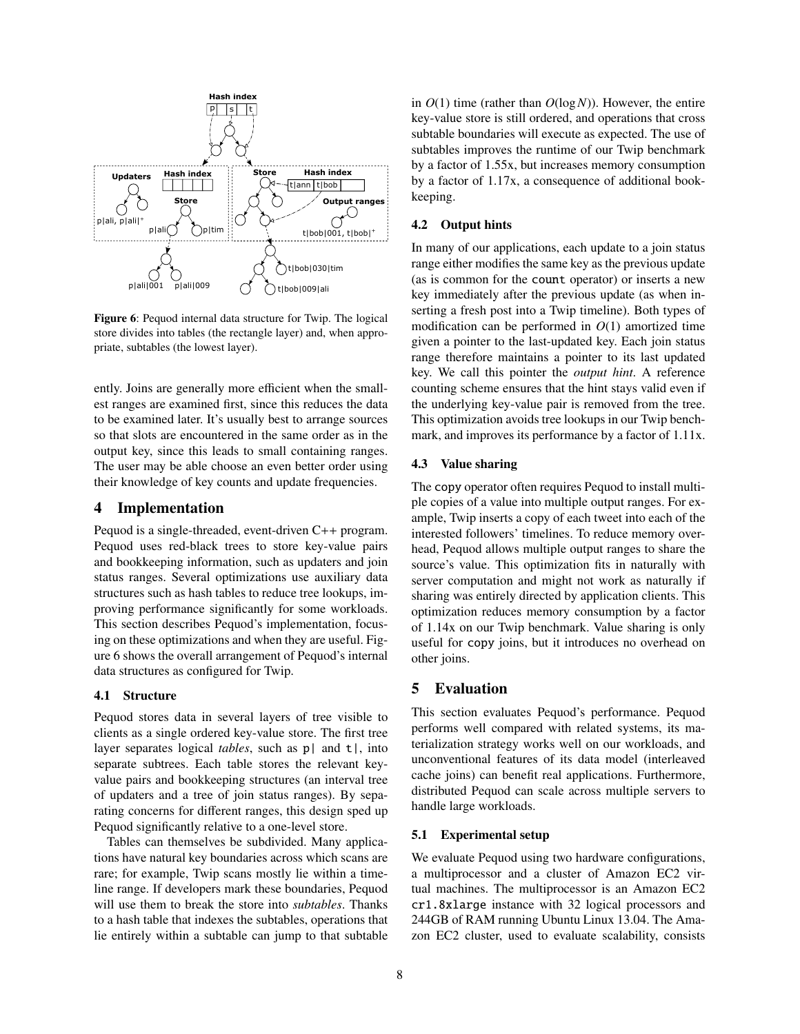**Figure 6**: Pequod internal data structure for Twip. The logical store divides into tables (the rectangle layer) and, when appropriate, subtables (the lowest layer).

ently. Joins are generally more efficient when the smallest ranges are examined first, since this reduces the data to be examined later. It's usually best to arrange sources so that slots are encountered in the same order as in the output key, since this leads to small containing ranges. The user may be able choose an even better order using their knowledge of key counts and update frequencies.

## 4 Implementation

Pequod is a single-threaded, event-driven C++ program. Pequod uses red-black trees to store key-value pairs and bookkeeping information, such as updaters and join status ranges. Several optimizations use auxiliary data structures such as hash tables to reduce tree lookups, improving performance significantly for some workloads. This section describes Pequod's implementation, focusing on these optimizations and when they are useful. Figure 6 shows the overall arrangement of Pequod's internal data structures as configured for Twip.

### 4.1 Structure

Pequod stores data in several layers of tree visible to clients as a single ordered key-value store. The first tree layer separates logical *tables*, such as `p|` and `t|`, into separate subtrees. Each table stores the relevant key-value pairs and bookkeeping structures (an interval tree of updaters and a tree of join status ranges). By separating concerns for different ranges, this design sped up Pequod significantly relative to a one-level store.

Tables can themselves be subdivided. Many applications have natural key boundaries across which scans are rare; for example, Twip scans mostly lie within a timeline range. If developers mark these boundaries, Pequod will use them to break the store into *subtables*. Thanks to a hash table that indexes the subtables, operations that lie entirely within a subtable can jump to that subtable in $O(1)$ time (rather than $O(\log N)$). However, the entire key-value store is still ordered, and operations that cross subtable boundaries will execute as expected. The use of subtables improves the runtime of our Twip benchmark by a factor of 1.55x, but increases memory consumption by a factor of 1.17x, a consequence of additional bookkeeping.

### 4.2 Output hints

In many of our applications, each update to a join status range either modifies the same key as the previous update (as is common for the `count` operator) or inserts a new key immediately after the previous update (as when inserting a fresh post into a Twip timeline). Both types of modification can be performed in $O(1)$ amortized time given a pointer to the last-updated key. Each join status range therefore maintains a pointer to its last updated key. We call this pointer the *output hint*. A reference counting scheme ensures that the hint stays valid even if the underlying key-value pair is removed from the tree. This optimization avoids tree lookups in our Twip benchmark, and improves its performance by a factor of 1.11x.

### 4.3 Value sharing

The `copy` operator often requires Pequod to install multiple copies of a value into multiple output ranges. For example, Twip inserts a copy of each tweet into each of the interested followers' timelines. To reduce memory overhead, Pequod allows multiple output ranges to share the source's value. This optimization fits in naturally with server computation and might not work as naturally if sharing was entirely directed by application clients. This optimization reduces memory consumption by a factor of 1.14x on our Twip benchmark. Value sharing is only useful for `copy` joins, but it introduces no overhead on other joins.

## 5 Evaluation

This section evaluates Pequod's performance. Pequod performs well compared with related systems, its materialization strategy works well on our workloads, and unconventional features of its data model (interleaved cache joins) can benefit real applications. Furthermore, distributed Pequod can scale across multiple servers to handle large workloads.

### 5.1 Experimental setup

We evaluate Pequod using two hardware configurations, a multiprocessor and a cluster of Amazon EC2 virtual machines. The multiprocessor is an Amazon EC2 `cr1.8xlarge` instance with 32 logical processors and 244GB of RAM running Ubuntu Linux 13.04. The Amazon EC2 cluster, used to evaluate scalability, consists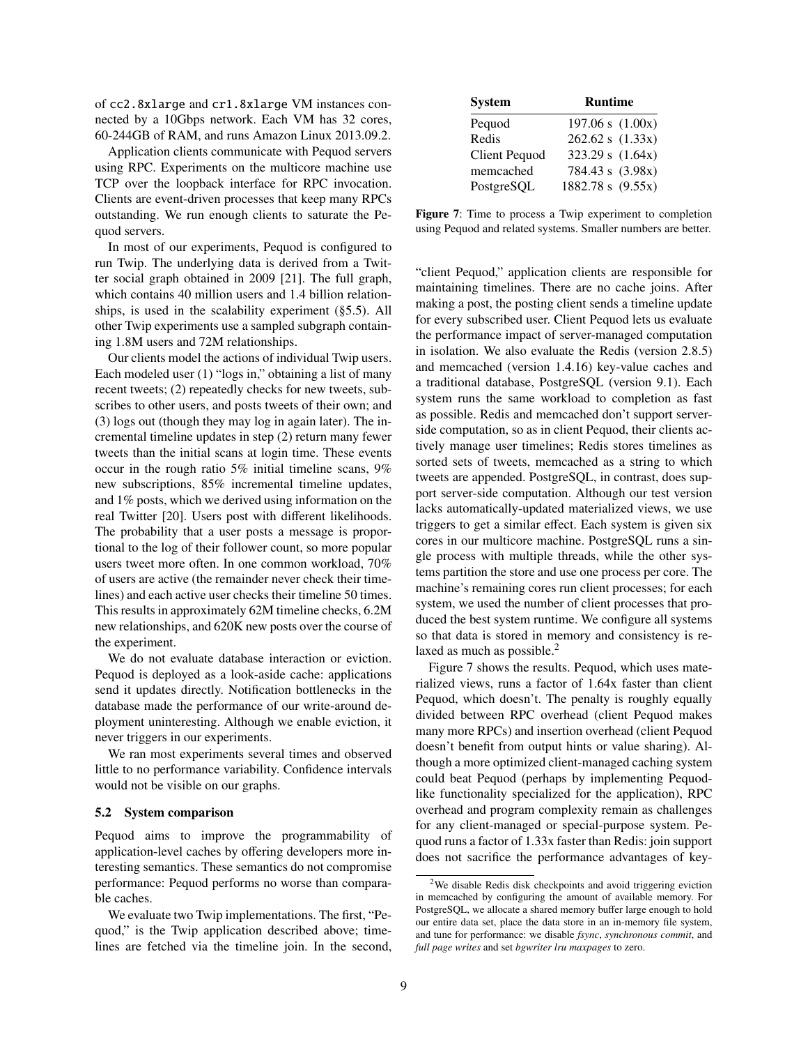of cc2.8xlarge and cr1.8xlarge VM instances connected by a 10Gbps network. Each VM has 32 cores, 60-244GB of RAM, and runs Amazon Linux 2013.09.2.

Application clients communicate with Pequod servers using RPC. Experiments on the multicore machine use TCP over the loopback interface for RPC invocation. Clients are event-driven processes that keep many RPCs outstanding. We run enough clients to saturate the Pequod servers.

In most of our experiments, Pequod is configured to run Twip. The underlying data is derived from a Twitter social graph obtained in 2009 [21]. The full graph, which contains 40 million users and 1.4 billion relationships, is used in the scalability experiment (§5.5). All other Twip experiments use a sampled subgraph containing 1.8M users and 72M relationships.

Our clients model the actions of individual Twip users. Each modeled user (1) "logs in," obtaining a list of many recent tweets; (2) repeatedly checks for new tweets, subscribes to other users, and posts tweets of their own; and (3) logs out (though they may log in again later). The incremental timeline updates in step (2) return many fewer tweets than the initial scans at login time. These events occur in the rough ratio 5% initial timeline scans, 9% new subscriptions, 85% incremental timeline updates, and 1% posts, which we derived using information on the real Twitter [20]. Users post with different likelihoods. The probability that a user posts a message is proportional to the log of their follower count, so more popular users tweet more often. In one common workload, 70% of users are active (the remainder never check their timelines) and each active user checks their timeline 50 times. This results in approximately 62M timeline checks, 6.2M new relationships, and 620K new posts over the course of the experiment.

We do not evaluate database interaction or eviction. Pequod is deployed as a look-aside cache: applications send it updates directly. Notification bottlenecks in the database made the performance of our write-around deployment uninteresting. Although we enable eviction, it never triggers in our experiments.

We ran most experiments several times and observed little to no performance variability. Confidence intervals would not be visible on our graphs.

### 5.2 System comparison

Pequod aims to improve the programmability of application-level caches by offering developers more interesting semantics. These semantics do not compromise performance: Pequod performs no worse than comparable caches.

We evaluate two Twip implementations. The first, "Pequod," is the Twip application described above; timelines are fetched via the timeline join. In the second, "client Pequod," application clients are responsible for maintaining timelines. There are no cache joins. After making a post, the posting client sends a timeline update for every subscribed user. Client Pequod lets us evaluate the performance impact of server-managed computation in isolation. We also evaluate the Redis (version 2.8.5) and memcached (version 1.4.16) key-value caches and a traditional database, PostgreSQL (version 9.1). Each system runs the same workload to completion as fast as possible. Redis and memcached don't support server-side computation, so as in client Pequod, their clients actively manage user timelines; Redis stores timelines as sorted sets of tweets, memcached as a string to which tweets are appended. PostgreSQL, in contrast, does support server-side computation. Although our test version lacks automatically-updated materialized views, we use triggers to get a similar effect. Each system is given six cores in our multicore machine. PostgreSQL runs a single process with multiple threads, while the other systems partition the store and use one process per core. The machine's remaining cores run client processes; for each system, we used the number of client processes that produced the best system runtime. We configure all systems so that data is stored in memory and consistency is relaxed as much as possible.[2]

| System | Runtime |
|---|---|
| Pequod | 197.06 s (1.00x) |
| Redis | 262.62 s (1.33x) |
| Client Pequod | 323.29 s (1.64x) |
| memcached | 784.43 s (3.98x) |
| PostgreSQL | 1882.78 s (9.55x) |

**Figure 7**: Time to process a Twip experiment to completion using Pequod and related systems. Smaller numbers are better.

Figure 7 shows the results. Pequod, which uses materialized views, runs a factor of 1.64x faster than client Pequod, which doesn't. The penalty is roughly equally divided between RPC overhead (client Pequod makes many more RPCs) and insertion overhead (client Pequod doesn't benefit from output hints or value sharing). Although a more optimized client-managed caching system could beat Pequod (perhaps by implementing Pequod-like functionality specialized for the application), RPC overhead and program complexity remain as challenges for any client-managed or special-purpose system. Pequod runs a factor of 1.33x faster than Redis: join support does not sacrifice the performance advantages of key-

[2] We disable Redis disk checkpoints and avoid triggering eviction in memcached by configuring the amount of available memory. For PostgreSQL, we allocate a shared memory buffer large enough to hold our entire data set, place the data store in an in-memory file system, and tune for performance: we disable *fsync*, *synchronous commit*, and *full page writes* and set *bgwriter lru maxpages* to zero.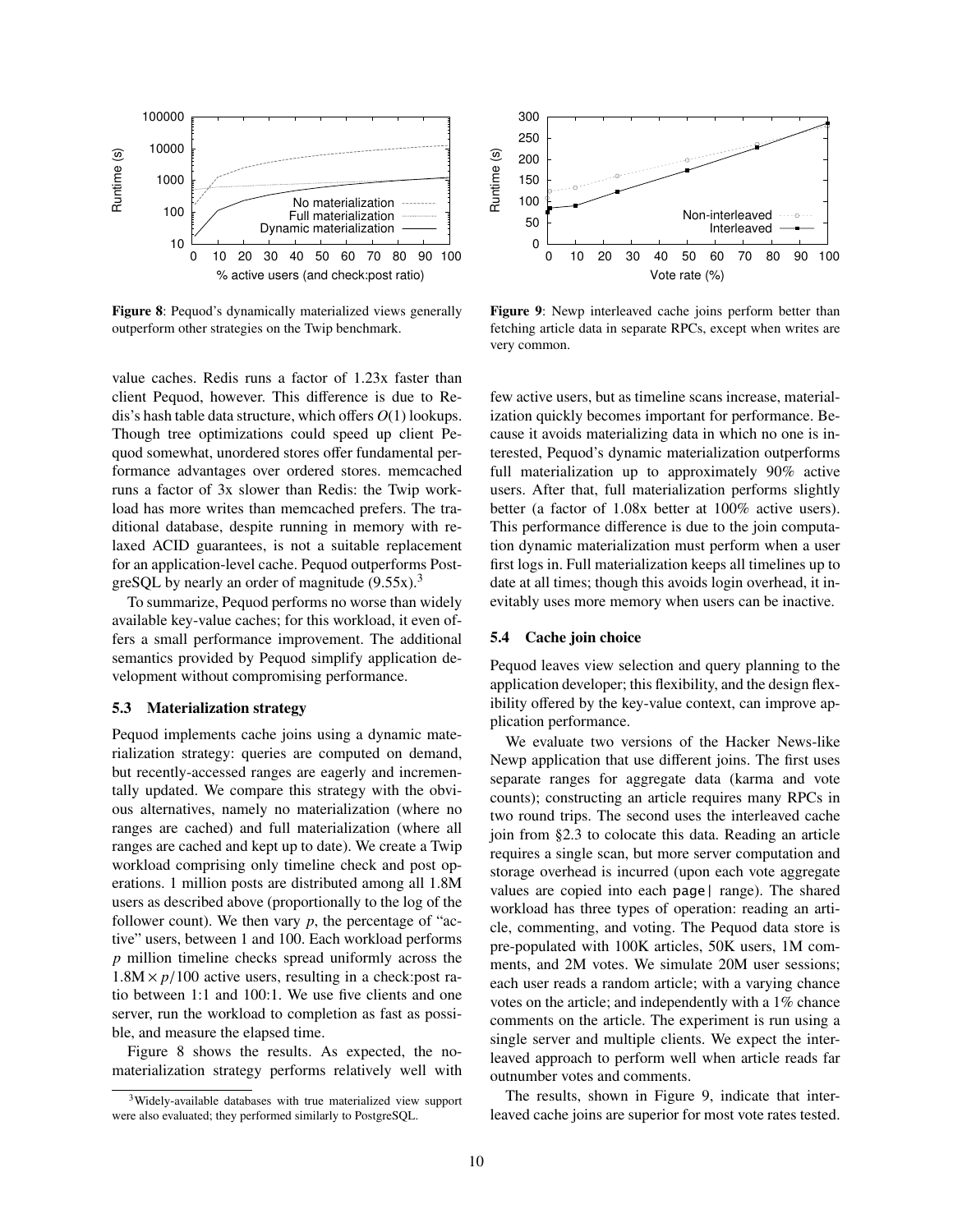**Figure 8**: Pequod's dynamically materialized views generally outperform other strategies on the Twip benchmark.

**Figure 9**: Newp interleaved cache joins perform better than fetching article data in separate RPCs, except when writes are very common.

value caches. Redis runs a factor of 1.23x faster than client Pequod, however. This difference is due to Redis's hash table data structure, which offers $O(1)$ lookups. Though tree optimizations could speed up client Pequod somewhat, unordered stores offer fundamental performance advantages over ordered stores. memcached runs a factor of 3x slower than Redis: the Twip workload has more writes than memcached prefers. The traditional database, despite running in memory with relaxed ACID guarantees, is not a suitable replacement for an application-level cache. Pequod outperforms PostgreSQL by nearly an order of magnitude (9.55x).[3]

To summarize, Pequod performs no worse than widely available key-value caches; for this workload, it even offers a small performance improvement. The additional semantics provided by Pequod simplify application development without compromising performance.

### 5.3 Materialization strategy

Pequod implements cache joins using a dynamic materialization strategy: queries are computed on demand, but recently-accessed ranges are eagerly and incrementally updated. We compare this strategy with the obvious alternatives, namely no materialization (where no ranges are cached) and full materialization (where all ranges are cached and kept up to date). We create a Twip workload comprising only timeline check and post operations. 1 million posts are distributed among all 1.8M users as described above (proportionally to the log of the follower count). We then vary $p$, the percentage of "active" users, between 1 and 100. Each workload performs $p$ million timeline checks spread uniformly across the $1.8\text{M} \times p/100$ active users, resulting in a check:post ratio between 1:1 and 100:1. We use five clients and one server, run the workload to completion as fast as possible, and measure the elapsed time.

Figure 8 shows the results. As expected, the no-materialization strategy performs relatively well with few active users, but as timeline scans increase, materialization quickly becomes important for performance. Because it avoids materializing data in which no one is interested, Pequod's dynamic materialization outperforms full materialization up to approximately 90% active users. After that, full materialization performs slightly better (a factor of 1.08x better at 100% active users). This performance difference is due to the join computation dynamic materialization must perform when a user first logs in. Full materialization keeps all timelines up to date at all times; though this avoids login overhead, it inevitably uses more memory when users can be inactive.

### 5.4 Cache join choice

Pequod leaves view selection and query planning to the application developer; this flexibility, and the design flexibility offered by the key-value context, can improve application performance.

We evaluate two versions of the Hacker News-like Newp application that use different joins. The first uses separate ranges for aggregate data (karma and vote counts); constructing an article requires many RPCs in two round trips. The second uses the interleaved cache join from §2.3 to colocate this data. Reading an article requires a single scan, but more server computation and storage overhead is incurred (upon each vote aggregate values are copied into each `page|` range). The shared workload has three types of operation: reading an article, commenting, and voting. The Pequod data store is pre-populated with 100K articles, 50K users, 1M comments, and 2M votes. We simulate 20M user sessions; each user reads a random article; with a varying chance votes on the article; and independently with a 1% chance comments on the article. The experiment is run using a single server and multiple clients. We expect the interleaved approach to perform well when article reads far outnumber votes and comments.

The results, shown in Figure 9, indicate that interleaved cache joins are superior for most vote rates tested.

[3] Widely-available databases with true materialized view support were also evaluated; they performed similarly to PostgreSQL.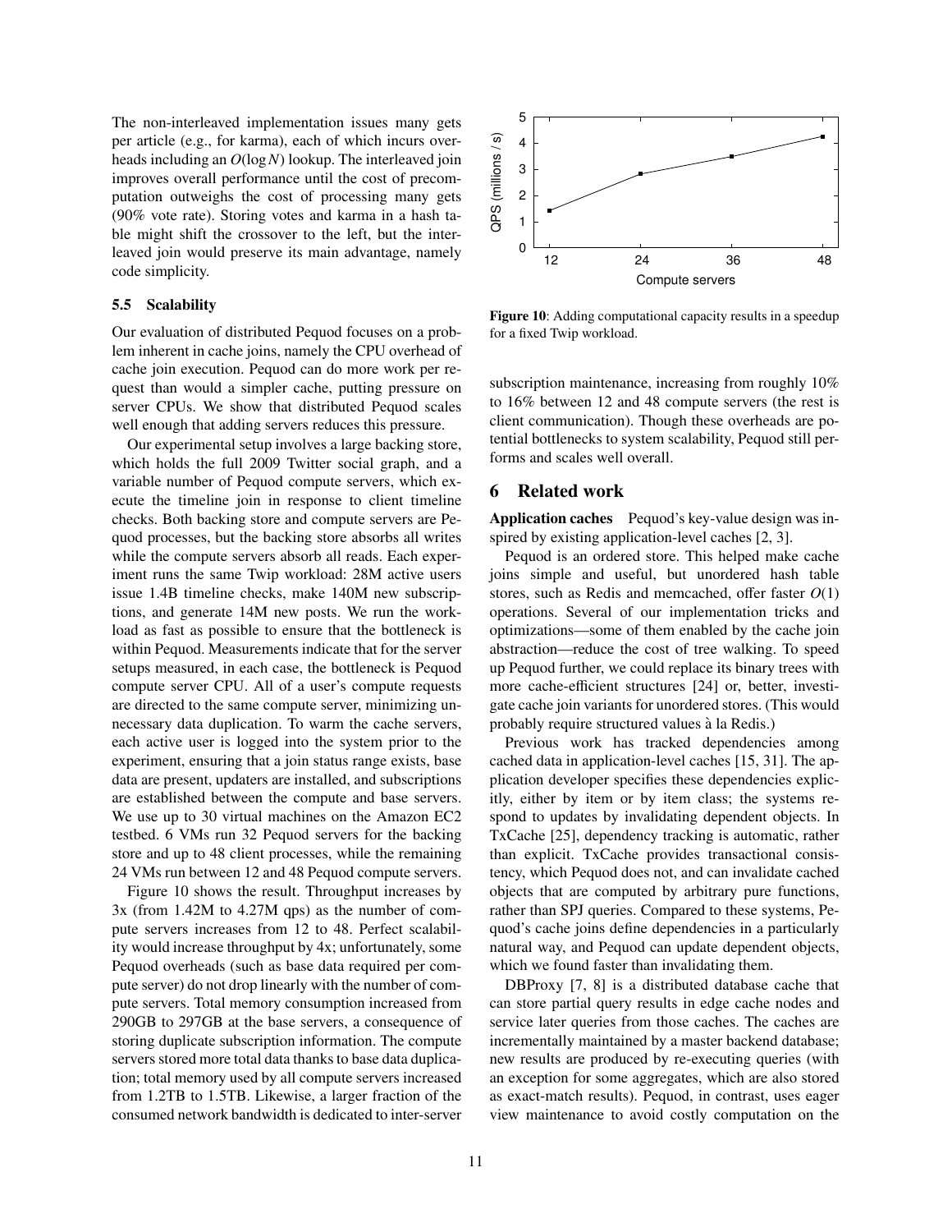The non-interleaved implementation issues many gets per article (e.g., for karma), each of which incurs overheads including an $O(\log N)$ lookup. The interleaved join improves overall performance until the cost of precomputation outweighs the cost of processing many gets (90% vote rate). Storing votes and karma in a hash table might shift the crossover to the left, but the interleaved join would preserve its main advantage, namely code simplicity.

### 5.5 Scalability

Our evaluation of distributed Pequod focuses on a problem inherent in cache joins, namely the CPU overhead of cache join execution. Pequod can do more work per request than would a simpler cache, putting pressure on server CPUs. We show that distributed Pequod scales well enough that adding servers reduces this pressure.

Our experimental setup involves a large backing store, which holds the full 2009 Twitter social graph, and a variable number of Pequod compute servers, which execute the timeline join in response to client timeline checks. Both backing store and compute servers are Pequod processes, but the backing store absorbs all writes while the compute servers absorb all reads. Each experiment runs the same Twip workload: 28M active users issue 1.4B timeline checks, make 140M new subscriptions, and generate 14M new posts. We run the workload as fast as possible to ensure that the bottleneck is within Pequod. Measurements indicate that for the server setups measured, in each case, the bottleneck is Pequod compute server CPU. All of a user's compute requests are directed to the same compute server, minimizing unnecessary data duplication. To warm the cache servers, each active user is logged into the system prior to the experiment, ensuring that a join status range exists, base data are present, updaters are installed, and subscriptions are established between the compute and base servers. We use up to 30 virtual machines on the Amazon EC2 testbed. 6 VMs run 32 Pequod servers for the backing store and up to 48 client processes, while the remaining 24 VMs run between 12 and 48 Pequod compute servers.

Figure 10 shows the result. Throughput increases by 3x (from 1.42M to 4.27M qps) as the number of compute servers increases from 12 to 48. Perfect scalability would increase throughput by 4x; unfortunately, some Pequod overheads (such as base data required per compute server) do not drop linearly with the number of compute servers. Total memory consumption increased from 290GB to 297GB at the base servers, a consequence of storing duplicate subscription information. The compute servers stored more total data thanks to base data duplication; total memory used by all compute servers increased from 1.2TB to 1.5TB. Likewise, a larger fraction of the consumed network bandwidth is dedicated to inter-server subscription maintenance, increasing from roughly 10% to 16% between 12 and 48 compute servers (the rest is client communication). Though these overheads are potential bottlenecks to system scalability, Pequod still performs and scales well overall.

**Figure 10**: Adding computational capacity results in a speedup for a fixed Twip workload.

## 6 Related work

**Application caches** Pequod's key-value design was inspired by existing application-level caches [2, 3].

Pequod is an ordered store. This helped make cache joins simple and useful, but unordered hash table stores, such as Redis and memcached, offer faster $O(1)$ operations. Several of our implementation tricks and optimizations—some of them enabled by the cache join abstraction—reduce the cost of tree walking. To speed up Pequod further, we could replace its binary trees with more cache-efficient structures [24] or, better, investigate cache join variants for unordered stores. (This would probably require structured values à la Redis.)

Previous work has tracked dependencies among cached data in application-level caches [15, 31]. The application developer specifies these dependencies explicitly, either by item or by item class; the systems respond to updates by invalidating dependent objects. In TxCache [25], dependency tracking is automatic, rather than explicit. TxCache provides transactional consistency, which Pequod does not, and can invalidate cached objects that are computed by arbitrary pure functions, rather than SPJ queries. Compared to these systems, Pequod's cache joins define dependencies in a particularly natural way, and Pequod can update dependent objects, which we found faster than invalidating them.

DBProxy [7, 8] is a distributed database cache that can store partial query results in edge cache nodes and service later queries from those caches. The caches are incrementally maintained by a master backend database; new results are produced by re-executing queries (with an exception for some aggregates, which are also stored as exact-match results). Pequod, in contrast, uses eager view maintenance to avoid costly computation on the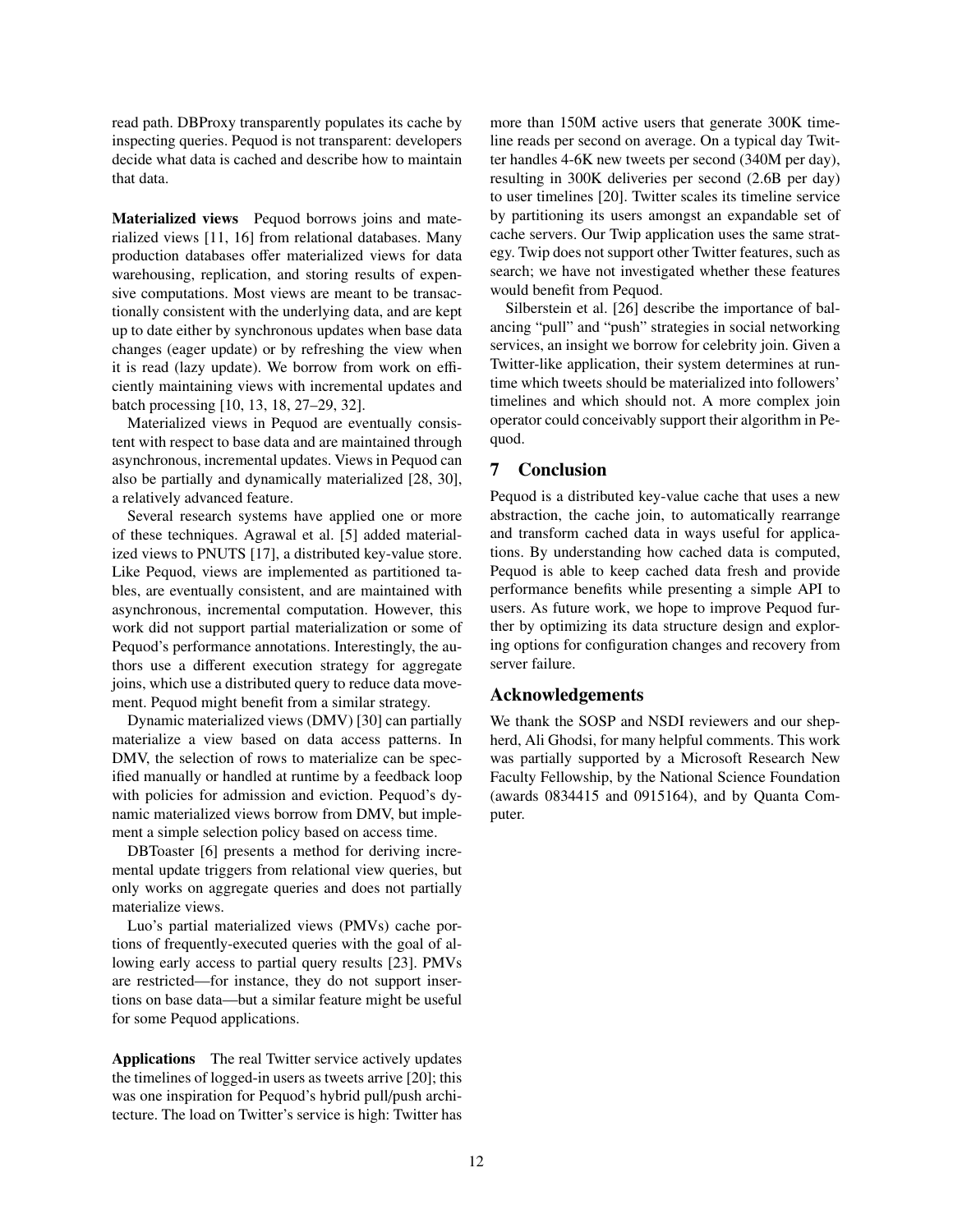read path. DBProxy transparently populates its cache by inspecting queries. Pequod is not transparent: developers decide what data is cached and describe how to maintain that data.

**Materialized views** Pequod borrows joins and materialized views [11, 16] from relational databases. Many production databases offer materialized views for data warehousing, replication, and storing results of expensive computations. Most views are meant to be transactionally consistent with the underlying data, and are kept up to date either by synchronous updates when base data changes (eager update) or by refreshing the view when it is read (lazy update). We borrow from work on efficiently maintaining views with incremental updates and batch processing [10, 13, 18, 27–29, 32].

Materialized views in Pequod are eventually consistent with respect to base data and are maintained through asynchronous, incremental updates. Views in Pequod can also be partially and dynamically materialized [28, 30], a relatively advanced feature.

Several research systems have applied one or more of these techniques. Agrawal et al. [5] added materialized views to PNUTS [17], a distributed key-value store. Like Pequod, views are implemented as partitioned tables, are eventually consistent, and are maintained with asynchronous, incremental computation. However, this work did not support partial materialization or some of Pequod's performance annotations. Interestingly, the authors use a different execution strategy for aggregate joins, which use a distributed query to reduce data movement. Pequod might benefit from a similar strategy.

Dynamic materialized views (DMV) [30] can partially materialize a view based on data access patterns. In DMV, the selection of rows to materialize can be specified manually or handled at runtime by a feedback loop with policies for admission and eviction. Pequod's dynamic materialized views borrow from DMV, but implement a simple selection policy based on access time.

DBToaster [6] presents a method for deriving incremental update triggers from relational view queries, but only works on aggregate queries and does not partially materialize views.

Luo's partial materialized views (PMVs) cache portions of frequently-executed queries with the goal of allowing early access to partial query results [23]. PMVs are restricted—for instance, they do not support insertions on base data—but a similar feature might be useful for some Pequod applications.

**Applications** The real Twitter service actively updates the timelines of logged-in users as tweets arrive [20]; this was one inspiration for Pequod's hybrid pull/push architecture. The load on Twitter's service is high: Twitter has more than 150M active users that generate 300K timeline reads per second on average. On a typical day Twitter handles 4-6K new tweets per second (340M per day), resulting in 300K deliveries per second (2.6B per day) to user timelines [20]. Twitter scales its timeline service by partitioning its users amongst an expandable set of cache servers. Our Twip application uses the same strategy. Twip does not support other Twitter features, such as search; we have not investigated whether these features would benefit from Pequod.

Silberstein et al. [26] describe the importance of balancing "pull" and "push" strategies in social networking services, an insight we borrow for celebrity join. Given a Twitter-like application, their system determines at runtime which tweets should be materialized into followers' timelines and which should not. A more complex join operator could conceivably support their algorithm in Pequod.

## 7 Conclusion

Pequod is a distributed key-value cache that uses a new abstraction, the cache join, to automatically rearrange and transform cached data in ways useful for applications. By understanding how cached data is computed, Pequod is able to keep cached data fresh and provide performance benefits while presenting a simple API to users. As future work, we hope to improve Pequod further by optimizing its data structure design and exploring options for configuration changes and recovery from server failure.

## Acknowledgements

We thank the SOSP and NSDI reviewers and our shepherd, Ali Ghodsi, for many helpful comments. This work was partially supported by a Microsoft Research New Faculty Fellowship, by the National Science Foundation (awards 0834415 and 0915164), and by Quanta Computer.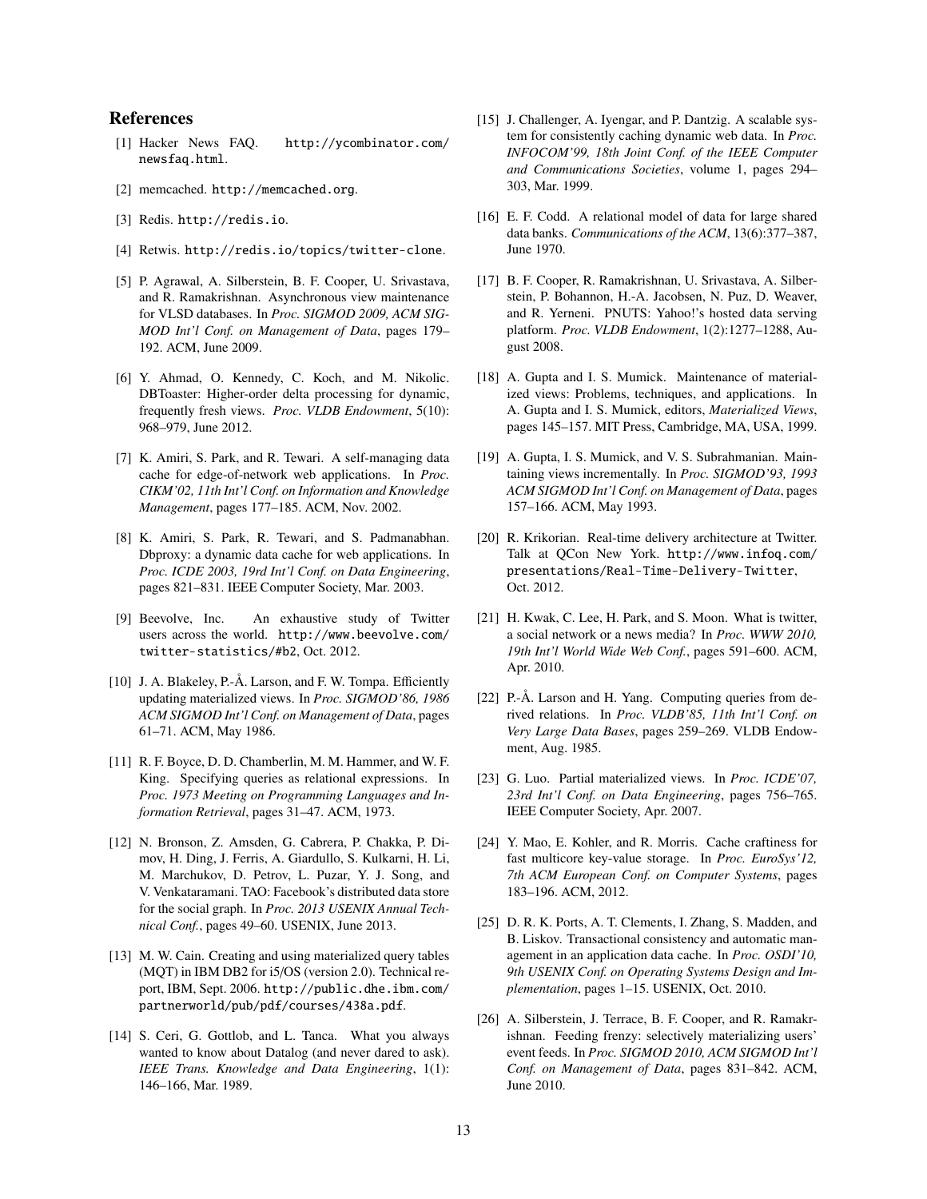## References

[1] Hacker News FAQ. `http://ycombinator.com/newsfaq.html`.

[2] memcached. `http://memcached.org`.

[3] Redis. `http://redis.io`.

[4] Retwis. `http://redis.io/topics/twitter-clone`.

[5] P. Agrawal, A. Silberstein, B. F. Cooper, U. Srivastava, and R. Ramakrishnan. Asynchronous view maintenance for VLSD databases. In *Proc. SIGMOD 2009, ACM SIGMOD Int'l Conf. on Management of Data*, pages 179–192. ACM, June 2009.

[6] Y. Ahmad, O. Kennedy, C. Koch, and M. Nikolic. DBToaster: Higher-order delta processing for dynamic, frequently fresh views. *Proc. VLDB Endowment*, 5(10): 968–979, June 2012.

[7] K. Amiri, S. Park, and R. Tewari. A self-managing data cache for edge-of-network web applications. In *Proc. CIKM'02, 11th Int'l Conf. on Information and Knowledge Management*, pages 177–185. ACM, Nov. 2002.

[8] K. Amiri, S. Park, R. Tewari, and S. Padmanabhan. Dbproxy: a dynamic data cache for web applications. In *Proc. ICDE 2003, 19rd Int'l Conf. on Data Engineering*, pages 821–831. IEEE Computer Society, Mar. 2003.

[9] Beevolve, Inc. An exhaustive study of Twitter users across the world. `http://www.beevolve.com/twitter-statistics/#b2`, Oct. 2012.

[10] J. A. Blakeley, P.-Å. Larson, and F. W. Tompa. Efficiently updating materialized views. In *Proc. SIGMOD'86, 1986 ACM SIGMOD Int'l Conf. on Management of Data*, pages 61–71. ACM, May 1986.

[11] R. F. Boyce, D. D. Chamberlin, M. M. Hammer, and W. F. King. Specifying queries as relational expressions. In *Proc. 1973 Meeting on Programming Languages and Information Retrieval*, pages 31–47. ACM, 1973.

[12] N. Bronson, Z. Amsden, G. Cabrera, P. Chakka, P. Dimov, H. Ding, J. Ferris, A. Giardullo, S. Kulkarni, H. Li, M. Marchukov, D. Petrov, L. Puzar, Y. J. Song, and V. Venkataramani. TAO: Facebook's distributed data store for the social graph. In *Proc. 2013 USENIX Annual Technical Conf.*, pages 49–60. USENIX, June 2013.

[13] M. W. Cain. Creating and using materialized query tables (MQT) in IBM DB2 for i5/OS (version 2.0). Technical report, IBM, Sept. 2006. `http://public.dhe.ibm.com/partnerworld/pub/pdf/courses/438a.pdf`.

[14] S. Ceri, G. Gottlob, and L. Tanca. What you always wanted to know about Datalog (and never dared to ask). *IEEE Trans. Knowledge and Data Engineering*, 1(1): 146–166, Mar. 1989.

[15] J. Challenger, A. Iyengar, and P. Dantzig. A scalable system for consistently caching dynamic web data. In *Proc. INFOCOM'99, 18th Joint Conf. of the IEEE Computer and Communications Societies*, volume 1, pages 294–303, Mar. 1999.

[16] E. F. Codd. A relational model of data for large shared data banks. *Communications of the ACM*, 13(6):377–387, June 1970.

[17] B. F. Cooper, R. Ramakrishnan, U. Srivastava, A. Silberstein, P. Bohannon, H.-A. Jacobsen, N. Puz, D. Weaver, and R. Yerneni. PNUTS: Yahoo!'s hosted data serving platform. *Proc. VLDB Endowment*, 1(2):1277–1288, August 2008.

[18] A. Gupta and I. S. Mumick. Maintenance of materialized views: Problems, techniques, and applications. In A. Gupta and I. S. Mumick, editors, *Materialized Views*, pages 145–157. MIT Press, Cambridge, MA, USA, 1999.

[19] A. Gupta, I. S. Mumick, and V. S. Subrahmanian. Maintaining views incrementally. In *Proc. SIGMOD'93, 1993 ACM SIGMOD Int'l Conf. on Management of Data*, pages 157–166. ACM, May 1993.

[20] R. Krikorian. Real-time delivery architecture at Twitter. Talk at QCon New York. `http://www.infoq.com/presentations/Real-Time-Delivery-Twitter`, Oct. 2012.

[21] H. Kwak, C. Lee, H. Park, and S. Moon. What is twitter, a social network or a news media? In *Proc. WWW 2010, 19th Int'l World Wide Web Conf.*, pages 591–600. ACM, Apr. 2010.

[22] P.-Å. Larson and H. Yang. Computing queries from derived relations. In *Proc. VLDB'85, 11th Int'l Conf. on Very Large Data Bases*, pages 259–269. VLDB Endowment, Aug. 1985.

[23] G. Luo. Partial materialized views. In *Proc. ICDE'07, 23rd Int'l Conf. on Data Engineering*, pages 756–765. IEEE Computer Society, Apr. 2007.

[24] Y. Mao, E. Kohler, and R. Morris. Cache craftiness for fast multicore key-value storage. In *Proc. EuroSys'12, 7th ACM European Conf. on Computer Systems*, pages 183–196. ACM, 2012.

[25] D. R. K. Ports, A. T. Clements, I. Zhang, S. Madden, and B. Liskov. Transactional consistency and automatic management in an application data cache. In *Proc. OSDI'10, 9th USENIX Conf. on Operating Systems Design and Implementation*, pages 1–15. USENIX, Oct. 2010.

[26] A. Silberstein, J. Terrace, B. F. Cooper, and R. Ramakrishnan. Feeding frenzy: selectively materializing users' event feeds. In *Proc. SIGMOD 2010, ACM SIGMOD Int'l Conf. on Management of Data*, pages 831–842. ACM, June 2010.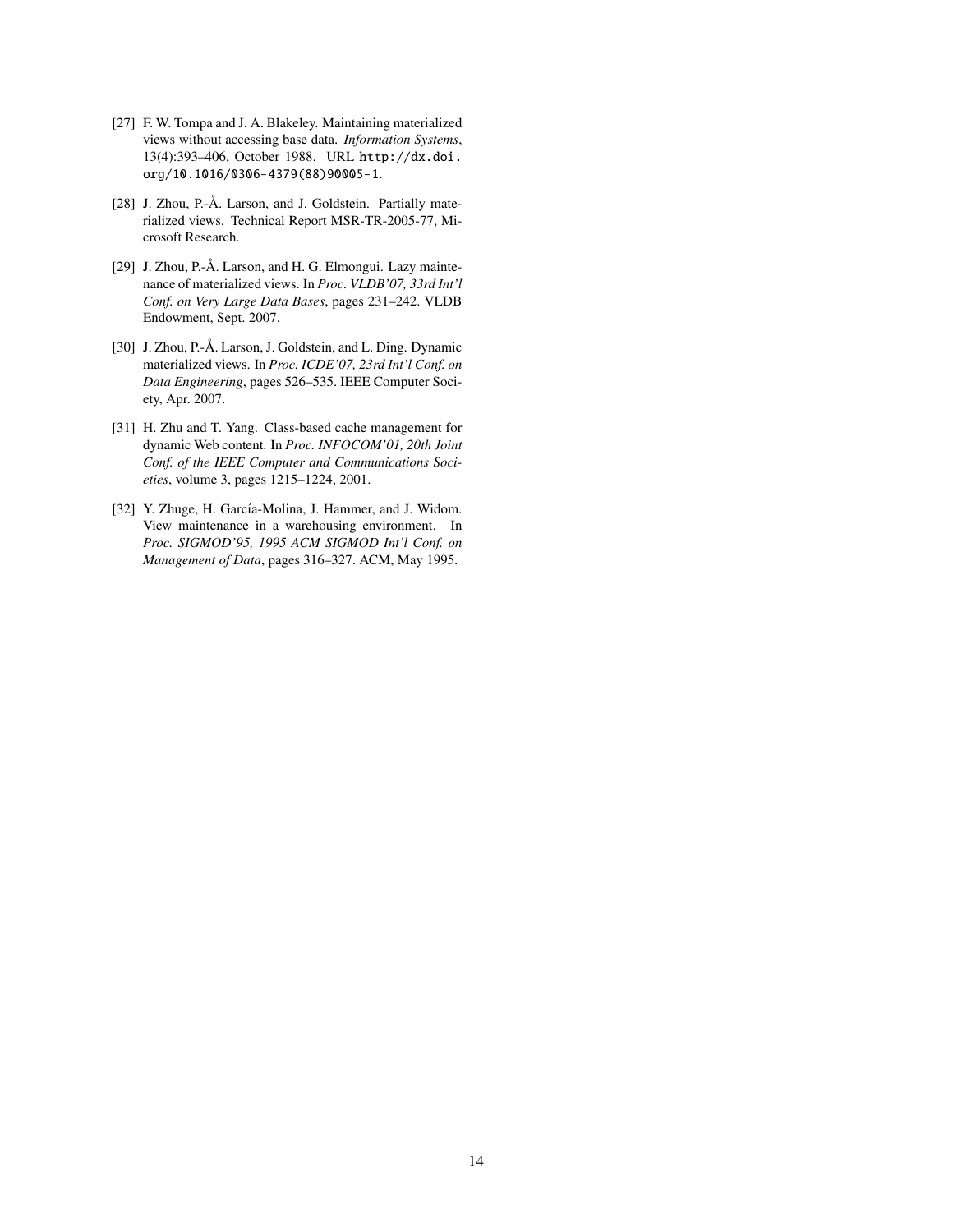[27] F. W. Tompa and J. A. Blakeley. Maintaining materialized views without accessing base data. *Information Systems*, 13(4):393–406, October 1988. URL http://dx.doi.org/10.1016/0306-4379(88)90005-1.

[28] J. Zhou, P.-Å. Larson, and J. Goldstein. Partially materialized views. Technical Report MSR-TR-2005-77, Microsoft Research.

[29] J. Zhou, P.-Å. Larson, and H. G. Elmongui. Lazy maintenance of materialized views. In *Proc. VLDB'07, 33rd Int'l Conf. on Very Large Data Bases*, pages 231–242. VLDB Endowment, Sept. 2007.

[30] J. Zhou, P.-Å. Larson, J. Goldstein, and L. Ding. Dynamic materialized views. In *Proc. ICDE'07, 23rd Int'l Conf. on Data Engineering*, pages 526–535. IEEE Computer Society, Apr. 2007.

[31] H. Zhu and T. Yang. Class-based cache management for dynamic Web content. In *Proc. INFOCOM'01, 20th Joint Conf. of the IEEE Computer and Communications Societies*, volume 3, pages 1215–1224, 2001.

[32] Y. Zhuge, H. García-Molina, J. Hammer, and J. Widom. View maintenance in a warehousing environment. In *Proc. SIGMOD'95, 1995 ACM SIGMOD Int'l Conf. on Management of Data*, pages 316–327. ACM, May 1995.